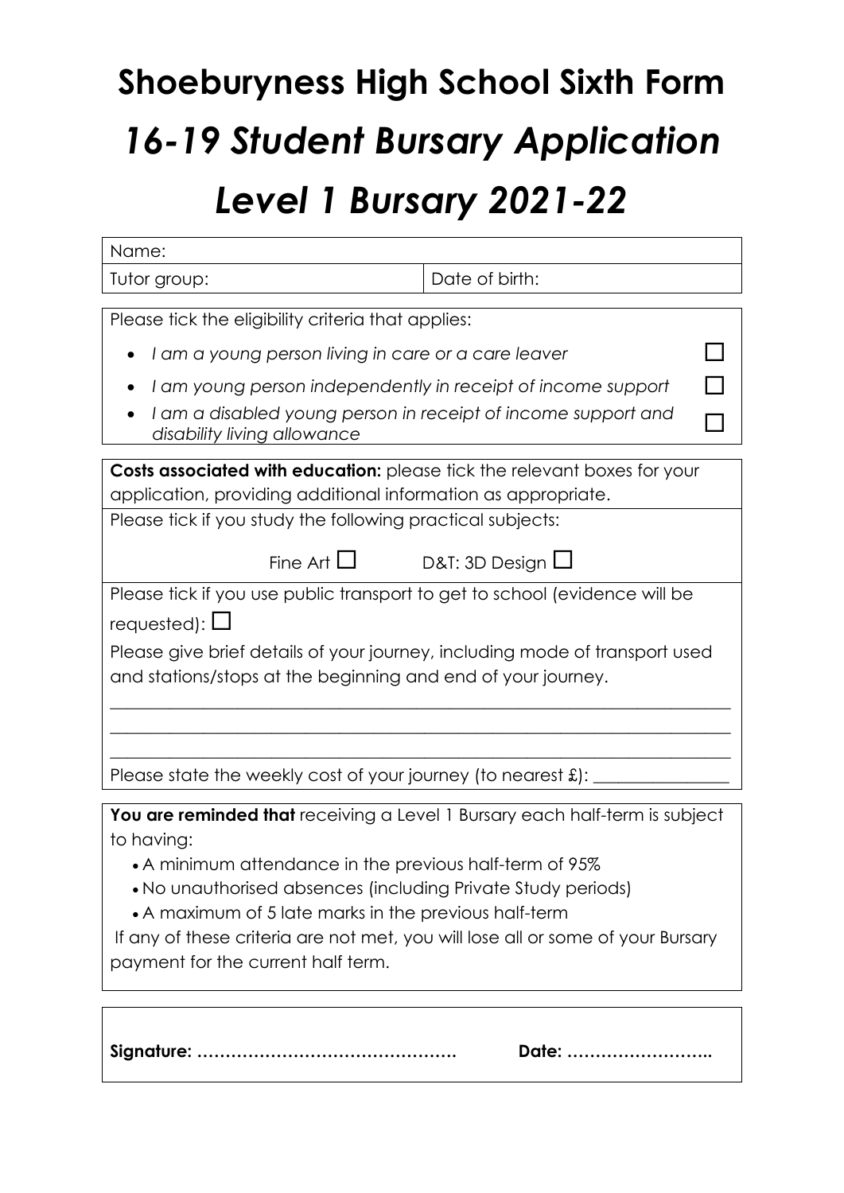# Shoeburyness High School Sixth Form

# *16-19 Student Bursary Application*

# *Level 1 Bursary 2021-22*

| Name: | |
|---|---|
| Tutor group: | Date of birth: |

Please tick the eligibility criteria that applies:

- *I am a young person living in care or a care leaver* ☐
- *I am young person independently in receipt of income support* ☐
- *I am a disabled young person in receipt of income support and disability living allowance* ☐

**Costs associated with education:** please tick the relevant boxes for your application, providing additional information as appropriate.

Please tick if you study the following practical subjects:

Fine Art ☐ D&T: 3D Design ☐

Please tick if you use public transport to get to school (evidence will be requested): ☐

Please give brief details of your journey, including mode of transport used and stations/stops at the beginning and end of your journey.

\_\_\_\_\_\_\_\_\_\_\_\_\_\_\_\_\_\_\_\_\_\_\_\_\_\_\_\_\_\_\_\_\_\_\_\_\_\_\_\_\_\_\_\_\_\_\_\_\_\_\_\_\_\_\_\_\_\_\_\_\_\_\_\_\_\_\_\_

\_\_\_\_\_\_\_\_\_\_\_\_\_\_\_\_\_\_\_\_\_\_\_\_\_\_\_\_\_\_\_\_\_\_\_\_\_\_\_\_\_\_\_\_\_\_\_\_\_\_\_\_\_\_\_\_\_\_\_\_\_\_\_\_\_\_\_\_

\_\_\_\_\_\_\_\_\_\_\_\_\_\_\_\_\_\_\_\_\_\_\_\_\_\_\_\_\_\_\_\_\_\_\_\_\_\_\_\_\_\_\_\_\_\_\_\_\_\_\_\_\_\_\_\_\_\_\_\_\_\_\_\_\_\_\_\_

Please state the weekly cost of your journey (to nearest £): \_\_\_\_\_\_\_\_\_\_\_\_\_\_\_

**You are reminded that** receiving a Level 1 Bursary each half-term is subject to having:

- A minimum attendance in the previous half-term of 95%
- No unauthorised absences (including Private Study periods)
- A maximum of 5 late marks in the previous half-term

If any of these criteria are not met, you will lose all or some of your Bursary payment for the current half term.

**Signature: ……………………………………….** **Date: ……………………..**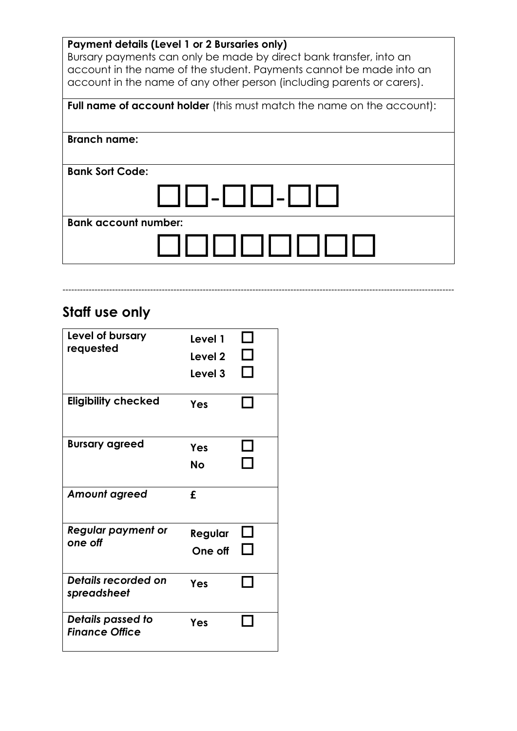| **Payment details (Level 1 or 2 Bursaries only)**<br>Bursary payments can only be made by direct bank transfer, into an account in the name of the student. Payments cannot be made into an account in the name of any other person (including parents or carers). |
|---|
| **Full name of account holder** (this must match the name on the account): |
| **Branch name:** |
| **Bank Sort Code:**<br>☐☐-☐☐-☐☐ |
| **Bank account number:**<br>☐☐☐☐☐☐☐☐ |

---

## Staff use only

| | | |
|---|---|---|
| **Level of bursary requested** | **Level 1**<br>**Level 2**<br>**Level 3** | ☐<br>☐<br>☐ |
| **Eligibility checked** | **Yes** | ☐ |
| **Bursary agreed** | **Yes**<br>**No** | ☐<br>☐ |
| ***Amount agreed*** | **£** | |
| ***Regular payment or one off*** | **Regular**<br>**One off** | ☐<br>☐ |
| ***Details recorded on spreadsheet*** | **Yes** | ☐ |
| ***Details passed to Finance Office*** | **Yes** | ☐ |